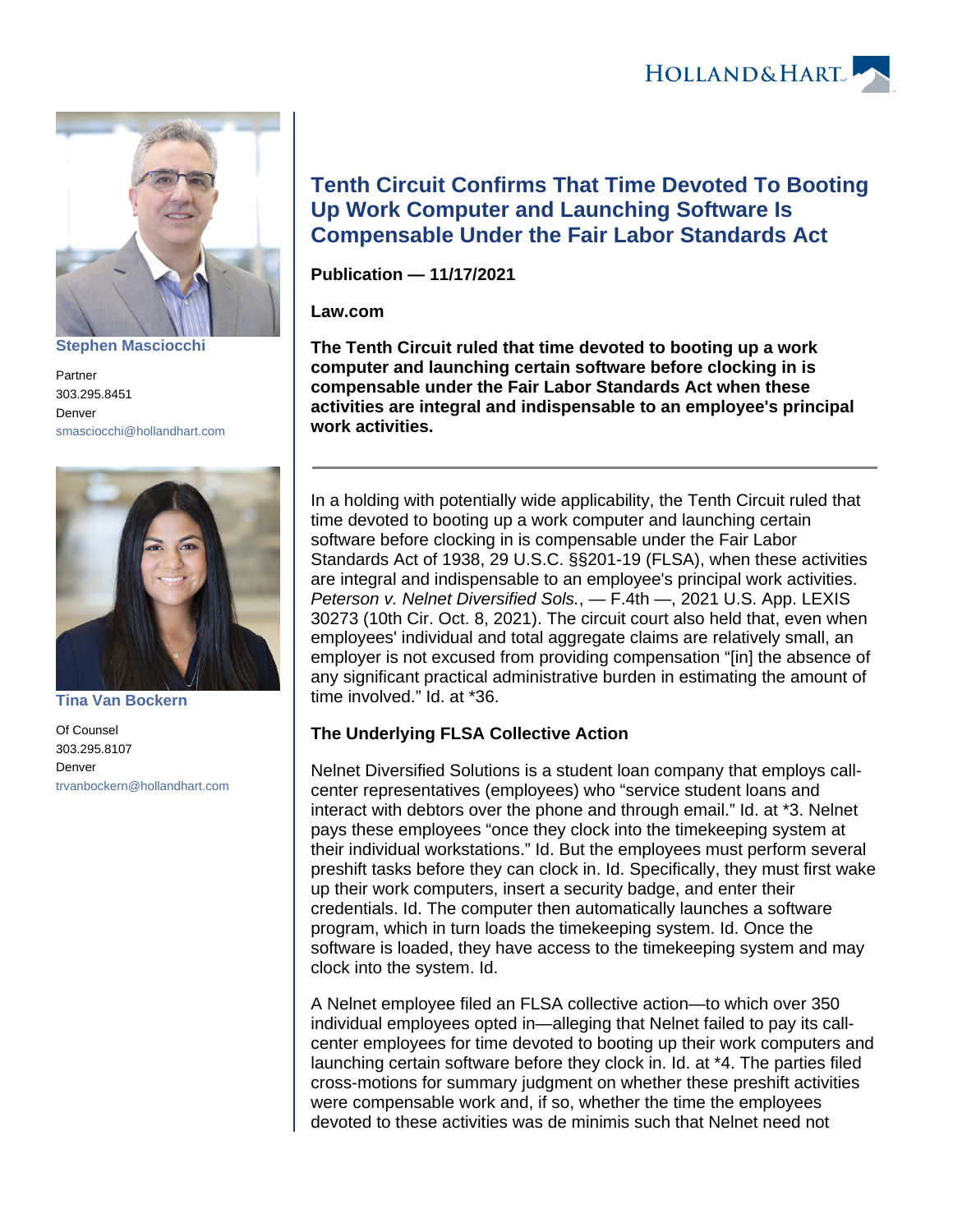HOLLAND & HART

**Stephen Masciocchi**

Partner
303.295.8451
Denver
smasciocchi@hollandhart.com

**Tina Van Bockern**

Of Counsel
303.295.8107
Denver
trvanbockern@hollandhart.com

# Tenth Circuit Confirms That Time Devoted To Booting Up Work Computer and Launching Software Is Compensable Under the Fair Labor Standards Act

**Publication — 11/17/2021**

**Law.com**

**The Tenth Circuit ruled that time devoted to booting up a work computer and launching certain software before clocking in is compensable under the Fair Labor Standards Act when these activities are integral and indispensable to an employee's principal work activities.**

---

In a holding with potentially wide applicability, the Tenth Circuit ruled that time devoted to booting up a work computer and launching certain software before clocking in is compensable under the Fair Labor Standards Act of 1938, 29 U.S.C. §§201-19 (FLSA), when these activities are integral and indispensable to an employee's principal work activities. *Peterson v. Nelnet Diversified Sols.*, — F.4th —, 2021 U.S. App. LEXIS 30273 (10th Cir. Oct. 8, 2021). The circuit court also held that, even when employees' individual and total aggregate claims are relatively small, an employer is not excused from providing compensation "[in] the absence of any significant practical administrative burden in estimating the amount of time involved." Id. at *36.

### The Underlying FLSA Collective Action

Nelnet Diversified Solutions is a student loan company that employs call-center representatives (employees) who "service student loans and interact with debtors over the phone and through email." Id. at *3. Nelnet pays these employees "once they clock into the timekeeping system at their individual workstations." Id. But the employees must perform several preshift tasks before they can clock in. Id. Specifically, they must first wake up their work computers, insert a security badge, and enter their credentials. Id. The computer then automatically launches a software program, which in turn loads the timekeeping system. Id. Once the software is loaded, they have access to the timekeeping system and may clock into the system. Id.

A Nelnet employee filed an FLSA collective action—to which over 350 individual employees opted in—alleging that Nelnet failed to pay its call-center employees for time devoted to booting up their work computers and launching certain software before they clock in. Id. at *4. The parties filed cross-motions for summary judgment on whether these preshift activities were compensable work and, if so, whether the time the employees devoted to these activities was de minimis such that Nelnet need not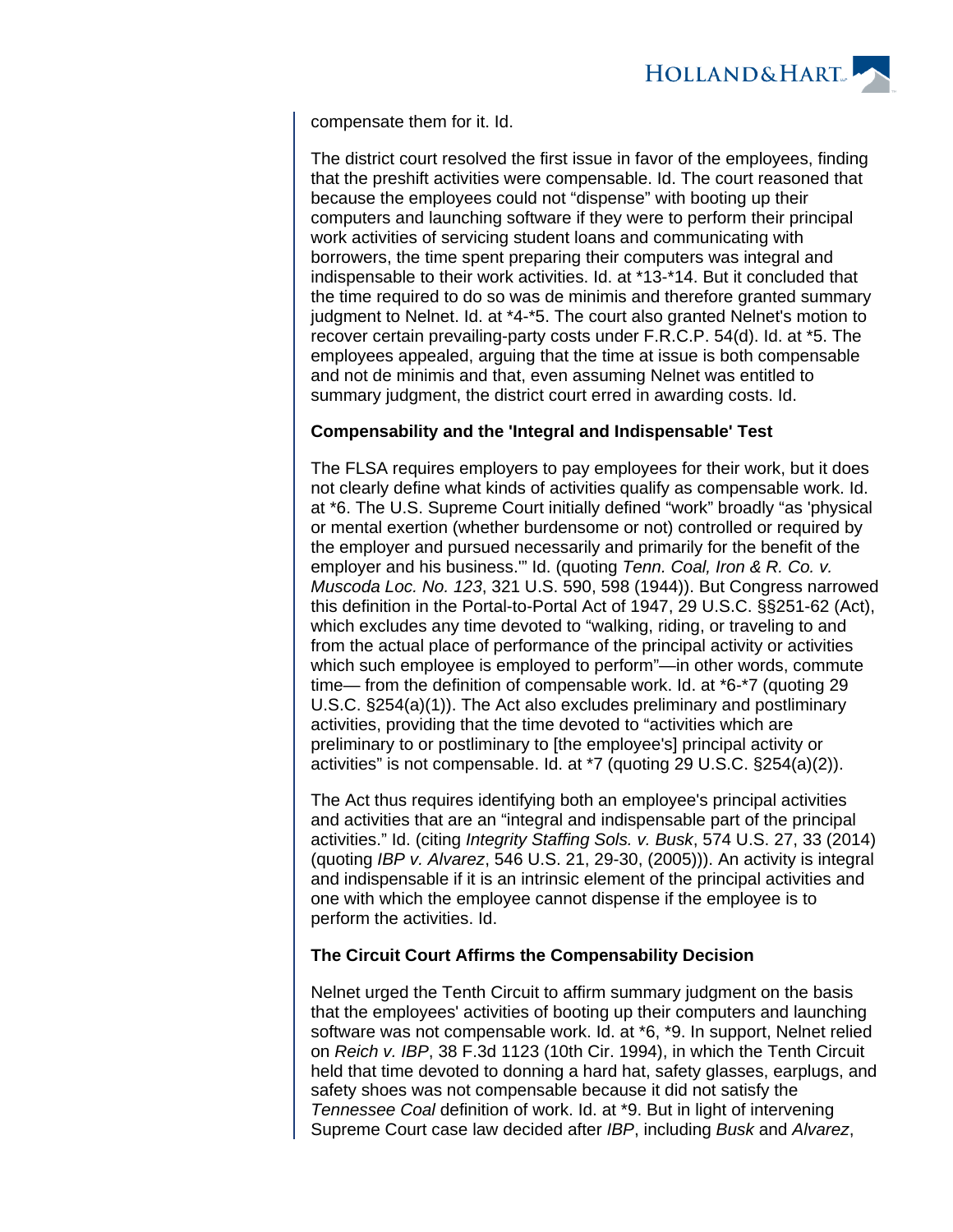compensate them for it. Id.

The district court resolved the first issue in favor of the employees, finding that the preshift activities were compensable. Id. The court reasoned that because the employees could not "dispense" with booting up their computers and launching software if they were to perform their principal work activities of servicing student loans and communicating with borrowers, the time spent preparing their computers was integral and indispensable to their work activities. Id. at *13-*14. But it concluded that the time required to do so was de minimis and therefore granted summary judgment to Nelnet. Id. at *4-*5. The court also granted Nelnet's motion to recover certain prevailing-party costs under F.R.C.P. 54(d). Id. at *5. The employees appealed, arguing that the time at issue is both compensable and not de minimis and that, even assuming Nelnet was entitled to summary judgment, the district court erred in awarding costs. Id.

**Compensability and the 'Integral and Indispensable' Test**

The FLSA requires employers to pay employees for their work, but it does not clearly define what kinds of activities qualify as compensable work. Id. at *6. The U.S. Supreme Court initially defined "work" broadly "as 'physical or mental exertion (whether burdensome or not) controlled or required by the employer and pursued necessarily and primarily for the benefit of the employer and his business.'" Id. (quoting *Tenn. Coal, Iron & R. Co. v. Muscoda Loc. No. 123*, 321 U.S. 590, 598 (1944)). But Congress narrowed this definition in the Portal-to-Portal Act of 1947, 29 U.S.C. §§251-62 (Act), which excludes any time devoted to "walking, riding, or traveling to and from the actual place of performance of the principal activity or activities which such employee is employed to perform"—in other words, commute time— from the definition of compensable work. Id. at *6-*7 (quoting 29 U.S.C. §254(a)(1)). The Act also excludes preliminary and postliminary activities, providing that the time devoted to "activities which are preliminary to or postliminary to [the employee's] principal activity or activities" is not compensable. Id. at *7 (quoting 29 U.S.C. §254(a)(2)).

The Act thus requires identifying both an employee's principal activities and activities that are an "integral and indispensable part of the principal activities." Id. (citing *Integrity Staffing Sols. v. Busk*, 574 U.S. 27, 33 (2014) (quoting *IBP v. Alvarez*, 546 U.S. 21, 29-30, (2005))). An activity is integral and indispensable if it is an intrinsic element of the principal activities and one with which the employee cannot dispense if the employee is to perform the activities. Id.

**The Circuit Court Affirms the Compensability Decision**

Nelnet urged the Tenth Circuit to affirm summary judgment on the basis that the employees' activities of booting up their computers and launching software was not compensable work. Id. at *6, *9. In support, Nelnet relied on *Reich v. IBP*, 38 F.3d 1123 (10th Cir. 1994), in which the Tenth Circuit held that time devoted to donning a hard hat, safety glasses, earplugs, and safety shoes was not compensable because it did not satisfy the *Tennessee Coal* definition of work. Id. at *9. But in light of intervening Supreme Court case law decided after *IBP*, including *Busk* and *Alvarez*,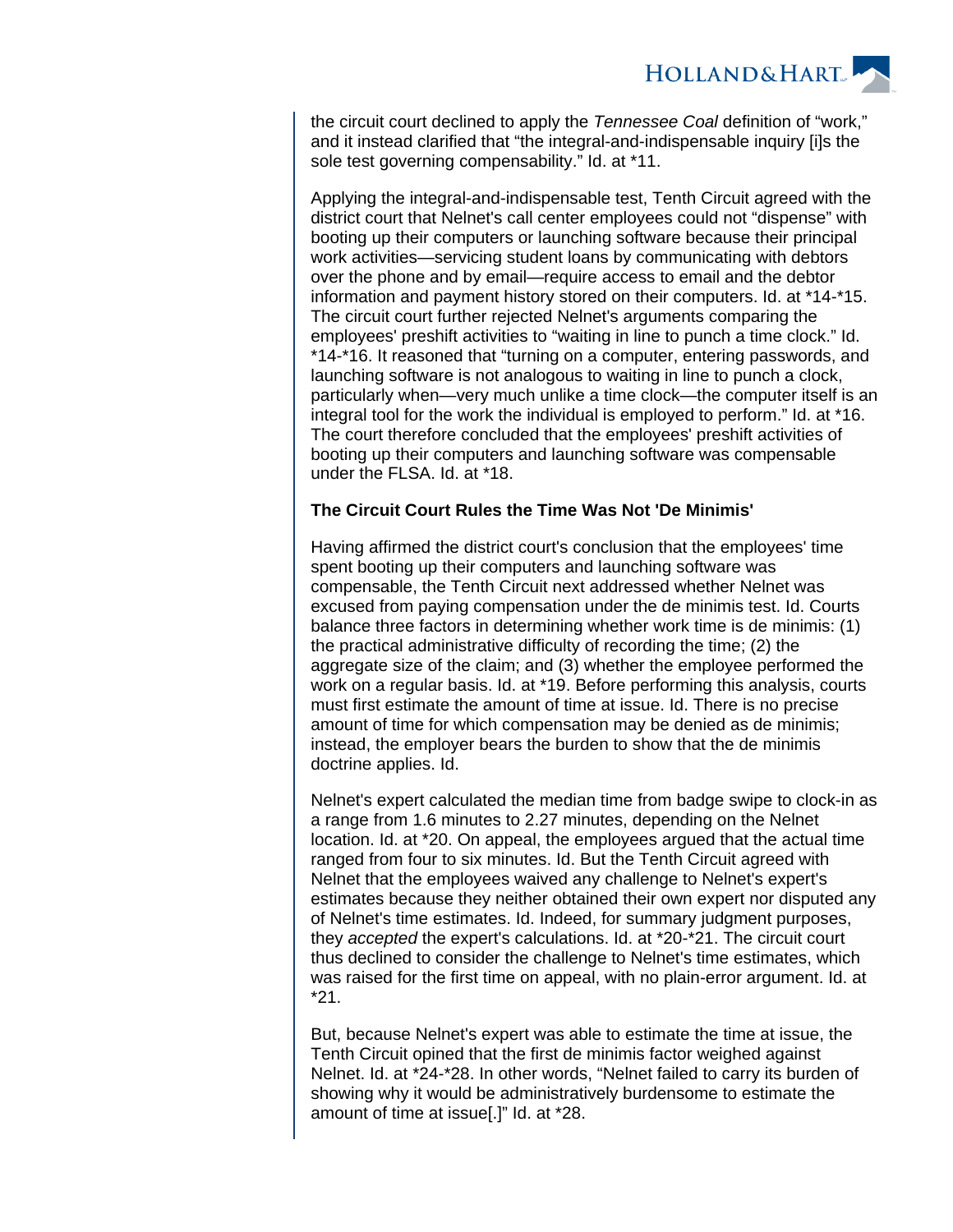the circuit court declined to apply the *Tennessee Coal* definition of "work," and it instead clarified that "the integral-and-indispensable inquiry [i]s the sole test governing compensability." Id. at *11.

Applying the integral-and-indispensable test, Tenth Circuit agreed with the district court that Nelnet's call center employees could not "dispense" with booting up their computers or launching software because their principal work activities—servicing student loans by communicating with debtors over the phone and by email—require access to email and the debtor information and payment history stored on their computers. Id. at *14-*15. The circuit court further rejected Nelnet's arguments comparing the employees' preshift activities to "waiting in line to punch a time clock." Id. *14-*16. It reasoned that "turning on a computer, entering passwords, and launching software is not analogous to waiting in line to punch a clock, particularly when—very much unlike a time clock—the computer itself is an integral tool for the work the individual is employed to perform." Id. at *16. The court therefore concluded that the employees' preshift activities of booting up their computers and launching software was compensable under the FLSA. Id. at *18.

**The Circuit Court Rules the Time Was Not 'De Minimis'**

Having affirmed the district court's conclusion that the employees' time spent booting up their computers and launching software was compensable, the Tenth Circuit next addressed whether Nelnet was excused from paying compensation under the de minimis test. Id. Courts balance three factors in determining whether work time is de minimis: (1) the practical administrative difficulty of recording the time; (2) the aggregate size of the claim; and (3) whether the employee performed the work on a regular basis. Id. at *19. Before performing this analysis, courts must first estimate the amount of time at issue. Id. There is no precise amount of time for which compensation may be denied as de minimis; instead, the employer bears the burden to show that the de minimis doctrine applies. Id.

Nelnet's expert calculated the median time from badge swipe to clock-in as a range from 1.6 minutes to 2.27 minutes, depending on the Nelnet location. Id. at *20. On appeal, the employees argued that the actual time ranged from four to six minutes. Id. But the Tenth Circuit agreed with Nelnet that the employees waived any challenge to Nelnet's expert's estimates because they neither obtained their own expert nor disputed any of Nelnet's time estimates. Id. Indeed, for summary judgment purposes, they *accepted* the expert's calculations. Id. at *20-*21. The circuit court thus declined to consider the challenge to Nelnet's time estimates, which was raised for the first time on appeal, with no plain-error argument. Id. at *21.

But, because Nelnet's expert was able to estimate the time at issue, the Tenth Circuit opined that the first de minimis factor weighed against Nelnet. Id. at *24-*28. In other words, "Nelnet failed to carry its burden of showing why it would be administratively burdensome to estimate the amount of time at issue[.]" Id. at *28.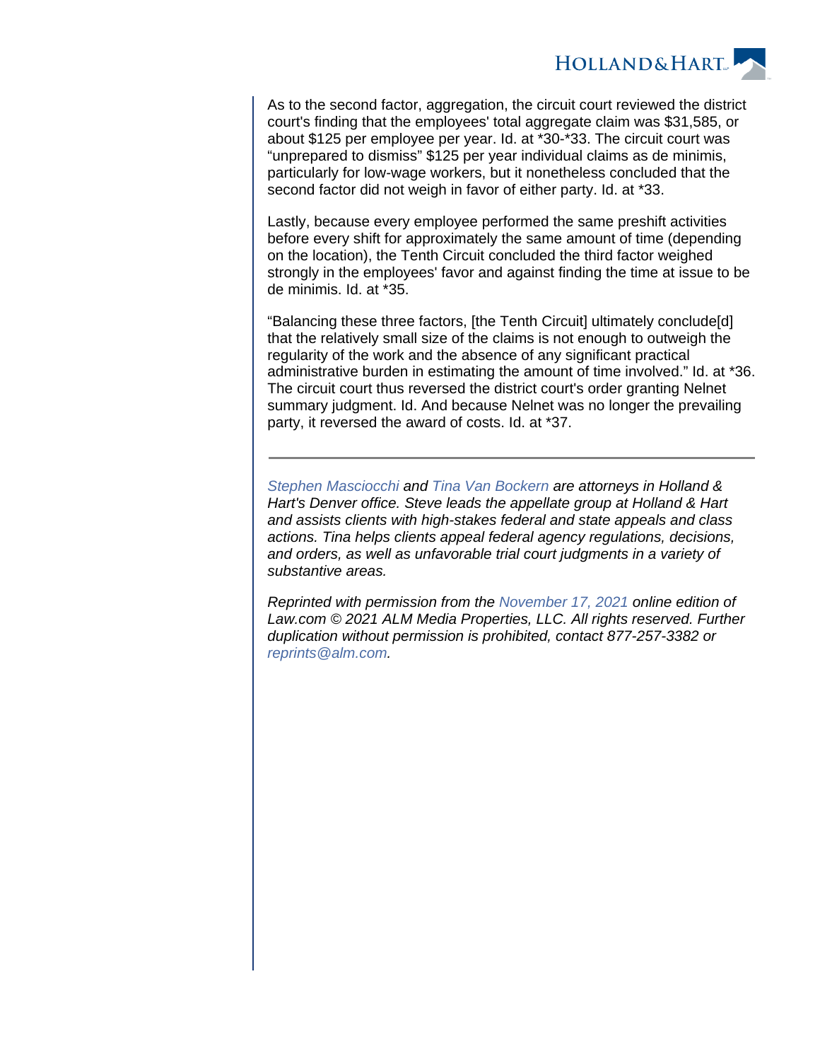As to the second factor, aggregation, the circuit court reviewed the district court's finding that the employees' total aggregate claim was $31,585, or about $125 per employee per year. Id. at *30-*33. The circuit court was "unprepared to dismiss" $125 per year individual claims as de minimis, particularly for low-wage workers, but it nonetheless concluded that the second factor did not weigh in favor of either party. Id. at *33.

Lastly, because every employee performed the same preshift activities before every shift for approximately the same amount of time (depending on the location), the Tenth Circuit concluded the third factor weighed strongly in the employees' favor and against finding the time at issue to be de minimis. Id. at *35.

"Balancing these three factors, [the Tenth Circuit] ultimately conclude[d] that the relatively small size of the claims is not enough to outweigh the regularity of the work and the absence of any significant practical administrative burden in estimating the amount of time involved." Id. at *36. The circuit court thus reversed the district court's order granting Nelnet summary judgment. Id. And because Nelnet was no longer the prevailing party, it reversed the award of costs. Id. at *37.

---

*Stephen Masciocchi and Tina Van Bockern are attorneys in Holland & Hart's Denver office. Steve leads the appellate group at Holland & Hart and assists clients with high-stakes federal and state appeals and class actions. Tina helps clients appeal federal agency regulations, decisions, and orders, as well as unfavorable trial court judgments in a variety of substantive areas.*

*Reprinted with permission from the November 17, 2021 online edition of Law.com © 2021 ALM Media Properties, LLC. All rights reserved. Further duplication without permission is prohibited, contact 877-257-3382 or reprints@alm.com.*